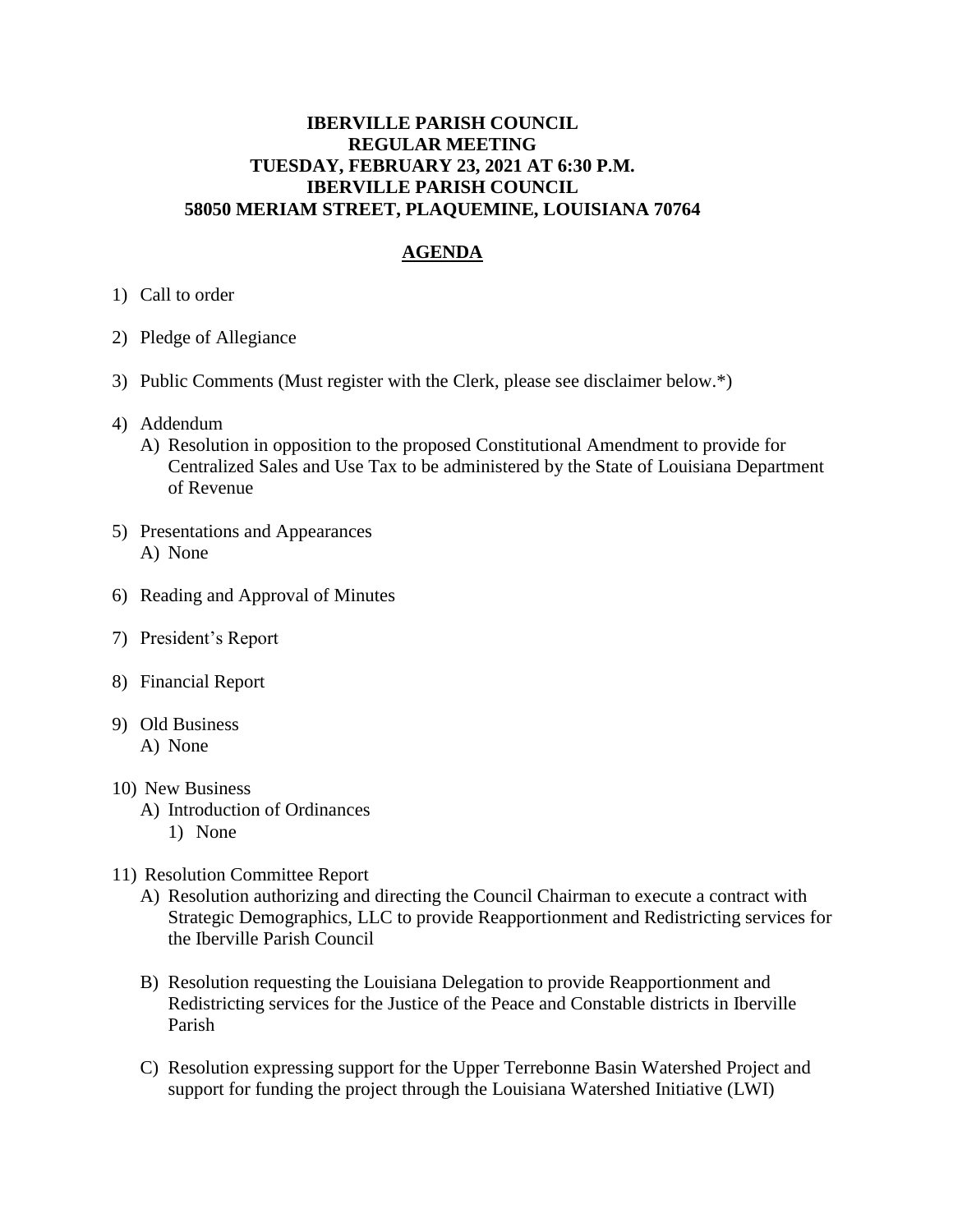**IBERVILLE PARISH COUNCIL**
**REGULAR MEETING**
**TUESDAY, FEBRUARY 23, 2021 AT 6:30 P.M.**
**IBERVILLE PARISH COUNCIL**
**58050 MERIAM STREET, PLAQUEMINE, LOUISIANA 70764**

## AGENDA

1) Call to order

2) Pledge of Allegiance

3) Public Comments (Must register with the Clerk, please see disclaimer below.*)

4) Addendum
   A) Resolution in opposition to the proposed Constitutional Amendment to provide for Centralized Sales and Use Tax to be administered by the State of Louisiana Department of Revenue

5) Presentations and Appearances
   A) None

6) Reading and Approval of Minutes

7) President's Report

8) Financial Report

9) Old Business
   A) None

10) New Business
    A) Introduction of Ordinances
       1) None

11) Resolution Committee Report
    A) Resolution authorizing and directing the Council Chairman to execute a contract with Strategic Demographics, LLC to provide Reapportionment and Redistricting services for the Iberville Parish Council

    B) Resolution requesting the Louisiana Delegation to provide Reapportionment and Redistricting services for the Justice of the Peace and Constable districts in Iberville Parish

    C) Resolution expressing support for the Upper Terrebonne Basin Watershed Project and support for funding the project through the Louisiana Watershed Initiative (LWI)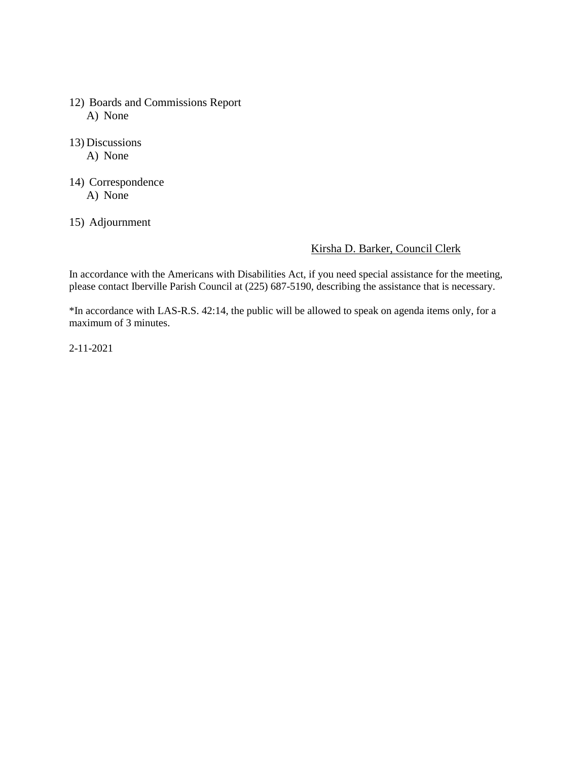12) Boards and Commissions Report
    A) None

13) Discussions
    A) None

14) Correspondence
    A) None

15) Adjournment

Kirsha D. Barker, Council Clerk

In accordance with the Americans with Disabilities Act, if you need special assistance for the meeting, please contact Iberville Parish Council at (225) 687-5190, describing the assistance that is necessary.

*In accordance with LAS-R.S. 42:14, the public will be allowed to speak on agenda items only, for a maximum of 3 minutes.

2-11-2021